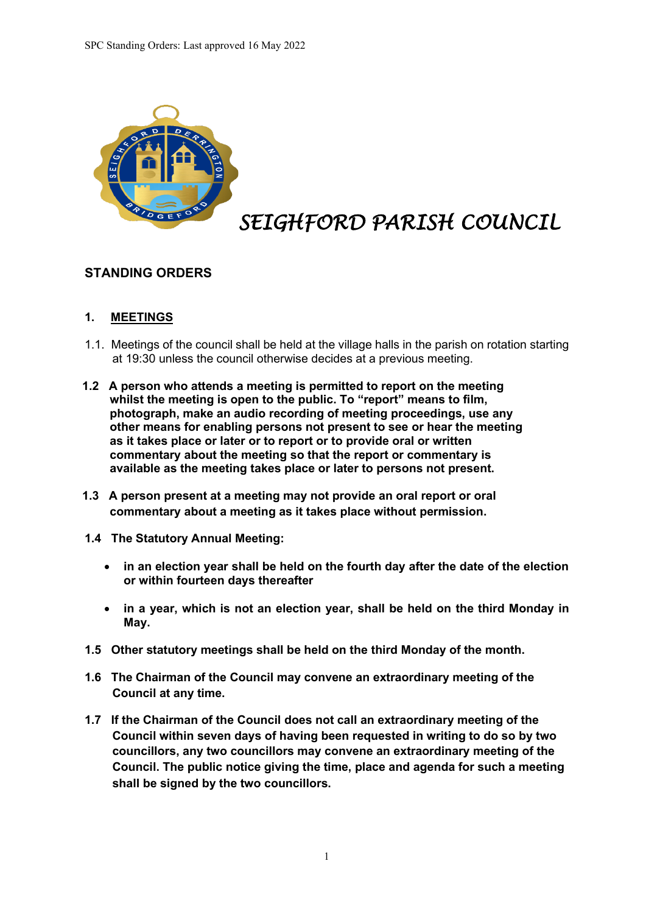# SEIGHFORD PARISH COUNCIL

## STANDING ORDERS

### 1. MEETINGS

1.1. Meetings of the council shall be held at the village halls in the parish on rotation starting at 19:30 unless the council otherwise decides at a previous meeting.

**1.2 A person who attends a meeting is permitted to report on the meeting whilst the meeting is open to the public. To "report" means to film, photograph, make an audio recording of meeting proceedings, use any other means for enabling persons not present to see or hear the meeting as it takes place or later or to report or to provide oral or written commentary about the meeting so that the report or commentary is available as the meeting takes place or later to persons not present.**

**1.3 A person present at a meeting may not provide an oral report or oral commentary about a meeting as it takes place without permission.**

**1.4 The Statutory Annual Meeting:**

- **in an election year shall be held on the fourth day after the date of the election or within fourteen days thereafter**
- **in a year, which is not an election year, shall be held on the third Monday in May.**

**1.5 Other statutory meetings shall be held on the third Monday of the month.**

**1.6 The Chairman of the Council may convene an extraordinary meeting of the Council at any time.**

**1.7 If the Chairman of the Council does not call an extraordinary meeting of the Council within seven days of having been requested in writing to do so by two councillors, any two councillors may convene an extraordinary meeting of the Council. The public notice giving the time, place and agenda for such a meeting shall be signed by the two councillors.**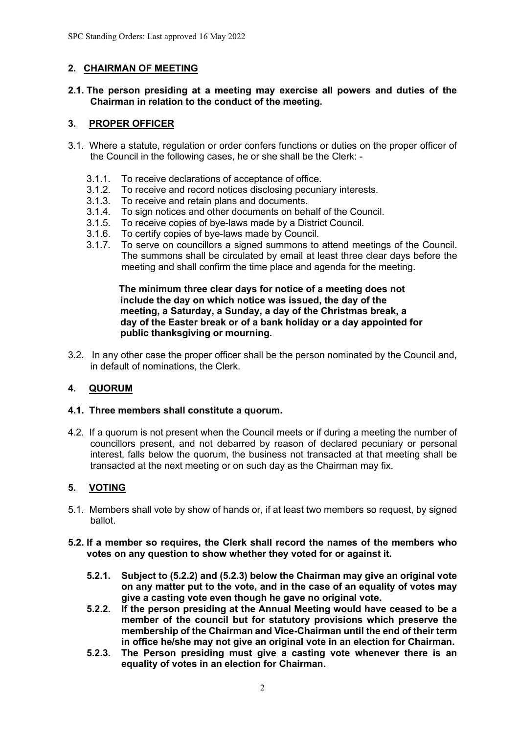## 2. CHAIRMAN OF MEETING

**2.1. The person presiding at a meeting may exercise all powers and duties of the Chairman in relation to the conduct of the meeting.**

## 3. PROPER OFFICER

3.1. Where a statute, regulation or order confers functions or duties on the proper officer of the Council in the following cases, he or she shall be the Clerk: -

- 3.1.1. To receive declarations of acceptance of office.
- 3.1.2. To receive and record notices disclosing pecuniary interests.
- 3.1.3. To receive and retain plans and documents.
- 3.1.4. To sign notices and other documents on behalf of the Council.
- 3.1.5. To receive copies of bye-laws made by a District Council.
- 3.1.6. To certify copies of bye-laws made by Council.
- 3.1.7. To serve on councillors a signed summons to attend meetings of the Council. The summons shall be circulated by email at least three clear days before the meeting and shall confirm the time place and agenda for the meeting.

**The minimum three clear days for notice of a meeting does not include the day on which notice was issued, the day of the meeting, a Saturday, a Sunday, a day of the Christmas break, a day of the Easter break or of a bank holiday or a day appointed for public thanksgiving or mourning.**

3.2. In any other case the proper officer shall be the person nominated by the Council and, in default of nominations, the Clerk.

## 4. QUORUM

**4.1. Three members shall constitute a quorum.**

4.2. If a quorum is not present when the Council meets or if during a meeting the number of councillors present, and not debarred by reason of declared pecuniary or personal interest, falls below the quorum, the business not transacted at that meeting shall be transacted at the next meeting or on such day as the Chairman may fix.

## 5. VOTING

5.1. Members shall vote by show of hands or, if at least two members so request, by signed ballot.

**5.2. If a member so requires, the Clerk shall record the names of the members who votes on any question to show whether they voted for or against it.**

- **5.2.1. Subject to (5.2.2) and (5.2.3) below the Chairman may give an original vote on any matter put to the vote, and in the case of an equality of votes may give a casting vote even though he gave no original vote.**
- **5.2.2. If the person presiding at the Annual Meeting would have ceased to be a member of the council but for statutory provisions which preserve the membership of the Chairman and Vice-Chairman until the end of their term in office he/she may not give an original vote in an election for Chairman.**
- **5.2.3. The Person presiding must give a casting vote whenever there is an equality of votes in an election for Chairman.**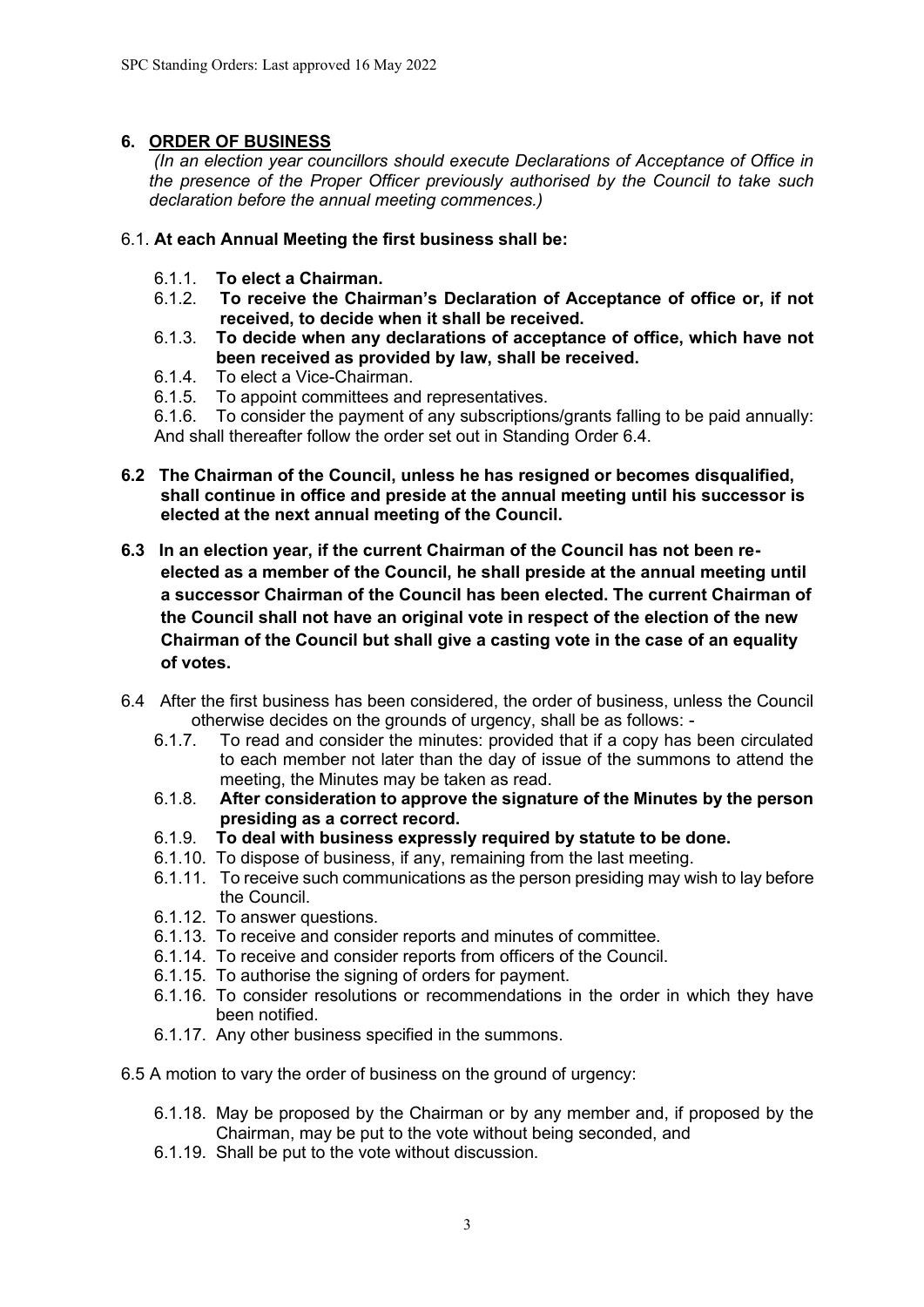## 6. ORDER OF BUSINESS

*(In an election year councillors should execute Declarations of Acceptance of Office in the presence of the Proper Officer previously authorised by the Council to take such declaration before the annual meeting commences.)*

6.1. **At each Annual Meeting the first business shall be:**

- 6.1.1. **To elect a Chairman.**
- 6.1.2. **To receive the Chairman's Declaration of Acceptance of office or, if not received, to decide when it shall be received.**
- 6.1.3. **To decide when any declarations of acceptance of office, which have not been received as provided by law, shall be received.**
- 6.1.4. To elect a Vice-Chairman.
- 6.1.5. To appoint committees and representatives.
- 6.1.6. To consider the payment of any subscriptions/grants falling to be paid annually:

And shall thereafter follow the order set out in Standing Order 6.4.

**6.2 The Chairman of the Council, unless he has resigned or becomes disqualified, shall continue in office and preside at the annual meeting until his successor is elected at the next annual meeting of the Council.**

**6.3 In an election year, if the current Chairman of the Council has not been re-elected as a member of the Council, he shall preside at the annual meeting until a successor Chairman of the Council has been elected. The current Chairman of the Council shall not have an original vote in respect of the election of the new Chairman of the Council but shall give a casting vote in the case of an equality of votes.**

6.4 After the first business has been considered, the order of business, unless the Council otherwise decides on the grounds of urgency, shall be as follows: -

- 6.1.7. To read and consider the minutes: provided that if a copy has been circulated to each member not later than the day of issue of the summons to attend the meeting, the Minutes may be taken as read.
- 6.1.8. **After consideration to approve the signature of the Minutes by the person presiding as a correct record.**
- 6.1.9. **To deal with business expressly required by statute to be done.**
- 6.1.10. To dispose of business, if any, remaining from the last meeting.
- 6.1.11. To receive such communications as the person presiding may wish to lay before the Council.
- 6.1.12. To answer questions.
- 6.1.13. To receive and consider reports and minutes of committee.
- 6.1.14. To receive and consider reports from officers of the Council.
- 6.1.15. To authorise the signing of orders for payment.
- 6.1.16. To consider resolutions or recommendations in the order in which they have been notified.
- 6.1.17. Any other business specified in the summons.

6.5 A motion to vary the order of business on the ground of urgency:

- 6.1.18. May be proposed by the Chairman or by any member and, if proposed by the Chairman, may be put to the vote without being seconded, and
- 6.1.19. Shall be put to the vote without discussion.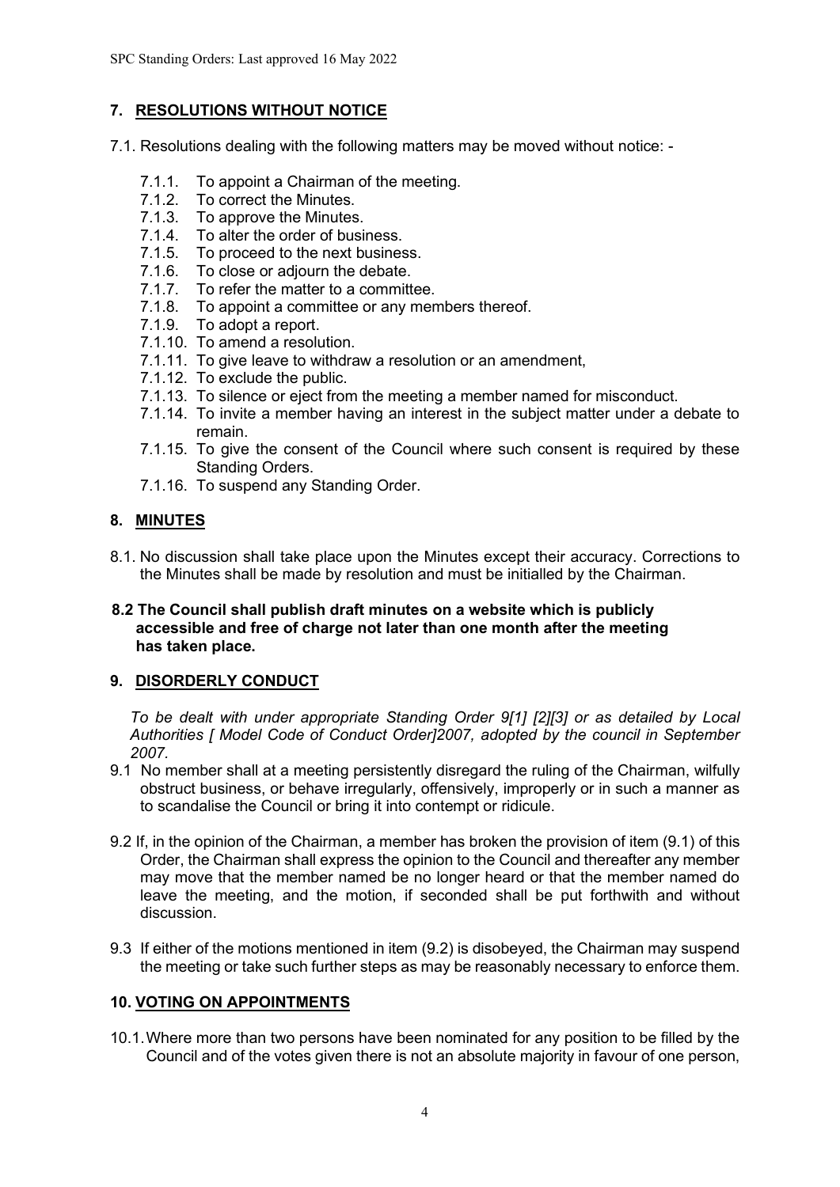## 7. RESOLUTIONS WITHOUT NOTICE

7.1. Resolutions dealing with the following matters may be moved without notice: -

- 7.1.1. To appoint a Chairman of the meeting.
- 7.1.2. To correct the Minutes.
- 7.1.3. To approve the Minutes.
- 7.1.4. To alter the order of business.
- 7.1.5. To proceed to the next business.
- 7.1.6. To close or adjourn the debate.
- 7.1.7. To refer the matter to a committee.
- 7.1.8. To appoint a committee or any members thereof.
- 7.1.9. To adopt a report.
- 7.1.10. To amend a resolution.
- 7.1.11. To give leave to withdraw a resolution or an amendment,
- 7.1.12. To exclude the public.
- 7.1.13. To silence or eject from the meeting a member named for misconduct.
- 7.1.14. To invite a member having an interest in the subject matter under a debate to remain.
- 7.1.15. To give the consent of the Council where such consent is required by these Standing Orders.
- 7.1.16. To suspend any Standing Order.

## 8. MINUTES

8.1. No discussion shall take place upon the Minutes except their accuracy. Corrections to the Minutes shall be made by resolution and must be initialled by the Chairman.

**8.2 The Council shall publish draft minutes on a website which is publicly accessible and free of charge not later than one month after the meeting has taken place.**

## 9. DISORDERLY CONDUCT

*To be dealt with under appropriate Standing Order 9[1] [2][3] or as detailed by Local Authorities [ Model Code of Conduct Order]2007, adopted by the council in September 2007.*

9.1 No member shall at a meeting persistently disregard the ruling of the Chairman, wilfully obstruct business, or behave irregularly, offensively, improperly or in such a manner as to scandalise the Council or bring it into contempt or ridicule.

9.2 If, in the opinion of the Chairman, a member has broken the provision of item (9.1) of this Order, the Chairman shall express the opinion to the Council and thereafter any member may move that the member named be no longer heard or that the member named do leave the meeting, and the motion, if seconded shall be put forthwith and without discussion.

9.3 If either of the motions mentioned in item (9.2) is disobeyed, the Chairman may suspend the meeting or take such further steps as may be reasonably necessary to enforce them.

## 10. VOTING ON APPOINTMENTS

10.1. Where more than two persons have been nominated for any position to be filled by the Council and of the votes given there is not an absolute majority in favour of one person,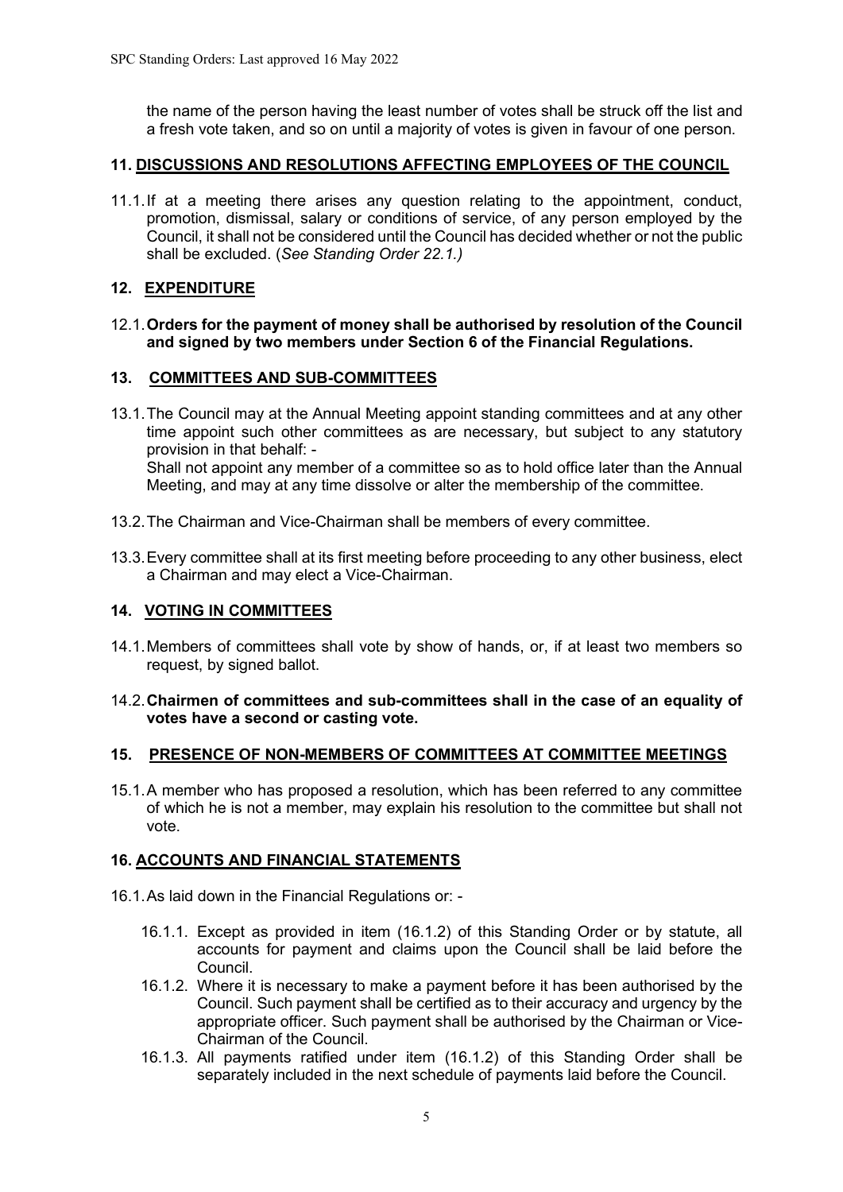the name of the person having the least number of votes shall be struck off the list and a fresh vote taken, and so on until a majority of votes is given in favour of one person.

## 11. DISCUSSIONS AND RESOLUTIONS AFFECTING EMPLOYEES OF THE COUNCIL

11.1. If at a meeting there arises any question relating to the appointment, conduct, promotion, dismissal, salary or conditions of service, of any person employed by the Council, it shall not be considered until the Council has decided whether or not the public shall be excluded. (*See Standing Order 22.1.)*

## 12. EXPENDITURE

12.1. **Orders for the payment of money shall be authorised by resolution of the Council and signed by two members under Section 6 of the Financial Regulations.**

## 13. COMMITTEES AND SUB-COMMITTEES

13.1. The Council may at the Annual Meeting appoint standing committees and at any other time appoint such other committees as are necessary, but subject to any statutory provision in that behalf: -
Shall not appoint any member of a committee so as to hold office later than the Annual Meeting, and may at any time dissolve or alter the membership of the committee.

13.2. The Chairman and Vice-Chairman shall be members of every committee.

13.3. Every committee shall at its first meeting before proceeding to any other business, elect a Chairman and may elect a Vice-Chairman.

## 14. VOTING IN COMMITTEES

14.1. Members of committees shall vote by show of hands, or, if at least two members so request, by signed ballot.

14.2. **Chairmen of committees and sub-committees shall in the case of an equality of votes have a second or casting vote.**

## 15. PRESENCE OF NON-MEMBERS OF COMMITTEES AT COMMITTEE MEETINGS

15.1. A member who has proposed a resolution, which has been referred to any committee of which he is not a member, may explain his resolution to the committee but shall not vote.

## 16. ACCOUNTS AND FINANCIAL STATEMENTS

16.1. As laid down in the Financial Regulations or: -

- 16.1.1. Except as provided in item (16.1.2) of this Standing Order or by statute, all accounts for payment and claims upon the Council shall be laid before the Council.
- 16.1.2. Where it is necessary to make a payment before it has been authorised by the Council. Such payment shall be certified as to their accuracy and urgency by the appropriate officer. Such payment shall be authorised by the Chairman or Vice-Chairman of the Council.
- 16.1.3. All payments ratified under item (16.1.2) of this Standing Order shall be separately included in the next schedule of payments laid before the Council.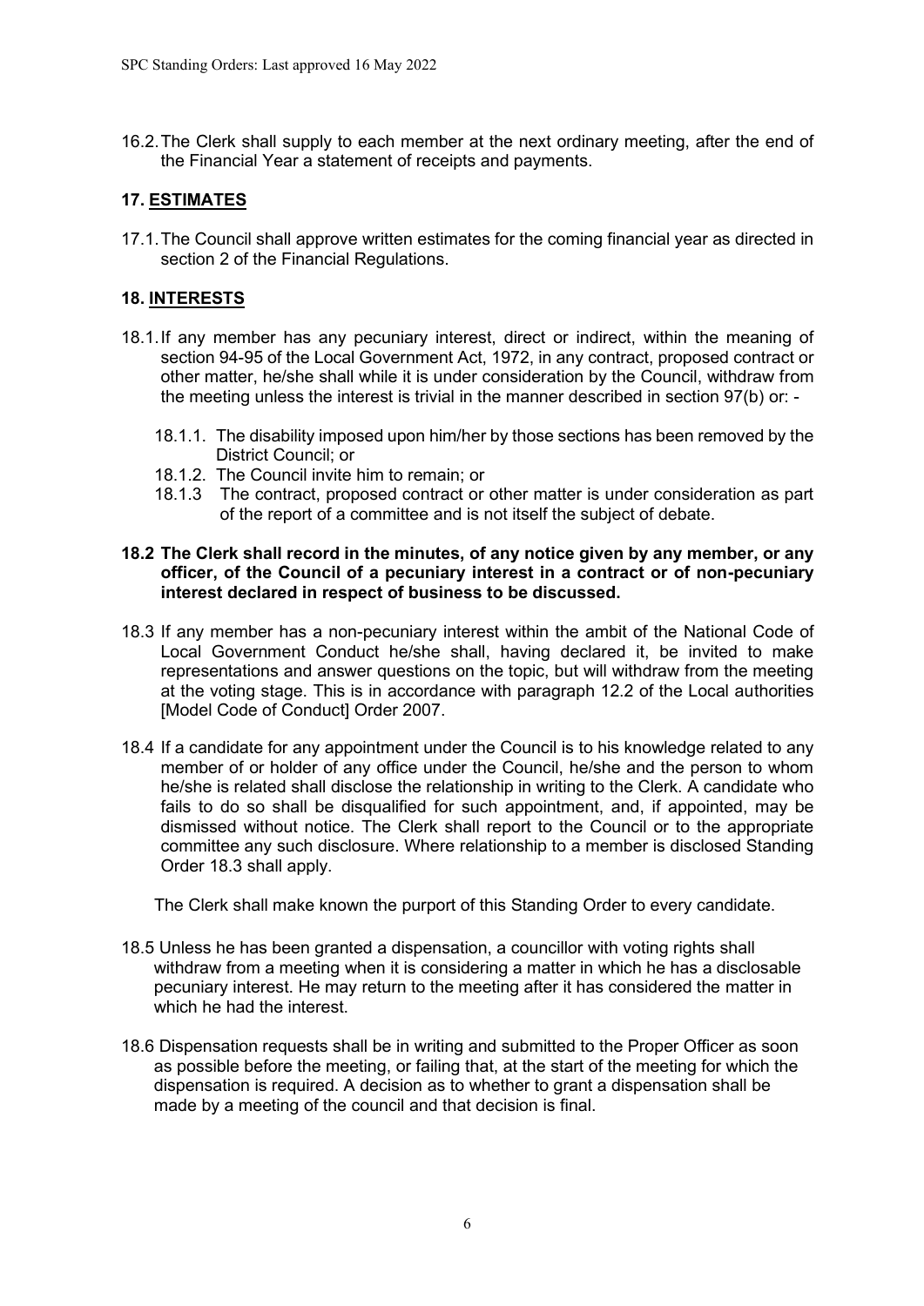16.2. The Clerk shall supply to each member at the next ordinary meeting, after the end of the Financial Year a statement of receipts and payments.

## 17. ESTIMATES

17.1. The Council shall approve written estimates for the coming financial year as directed in section 2 of the Financial Regulations.

## 18. INTERESTS

18.1. If any member has any pecuniary interest, direct or indirect, within the meaning of section 94-95 of the Local Government Act, 1972, in any contract, proposed contract or other matter, he/she shall while it is under consideration by the Council, withdraw from the meeting unless the interest is trivial in the manner described in section 97(b) or: -

- 18.1.1. The disability imposed upon him/her by those sections has been removed by the District Council; or
- 18.1.2. The Council invite him to remain; or
- 18.1.3 The contract, proposed contract or other matter is under consideration as part of the report of a committee and is not itself the subject of debate.

**18.2 The Clerk shall record in the minutes, of any notice given by any member, or any officer, of the Council of a pecuniary interest in a contract or of non-pecuniary interest declared in respect of business to be discussed.**

18.3 If any member has a non-pecuniary interest within the ambit of the National Code of Local Government Conduct he/she shall, having declared it, be invited to make representations and answer questions on the topic, but will withdraw from the meeting at the voting stage. This is in accordance with paragraph 12.2 of the Local authorities [Model Code of Conduct] Order 2007.

18.4 If a candidate for any appointment under the Council is to his knowledge related to any member of or holder of any office under the Council, he/she and the person to whom he/she is related shall disclose the relationship in writing to the Clerk. A candidate who fails to do so shall be disqualified for such appointment, and, if appointed, may be dismissed without notice. The Clerk shall report to the Council or to the appropriate committee any such disclosure. Where relationship to a member is disclosed Standing Order 18.3 shall apply.

The Clerk shall make known the purport of this Standing Order to every candidate.

18.5 Unless he has been granted a dispensation, a councillor with voting rights shall withdraw from a meeting when it is considering a matter in which he has a disclosable pecuniary interest. He may return to the meeting after it has considered the matter in which he had the interest.

18.6 Dispensation requests shall be in writing and submitted to the Proper Officer as soon as possible before the meeting, or failing that, at the start of the meeting for which the dispensation is required. A decision as to whether to grant a dispensation shall be made by a meeting of the council and that decision is final.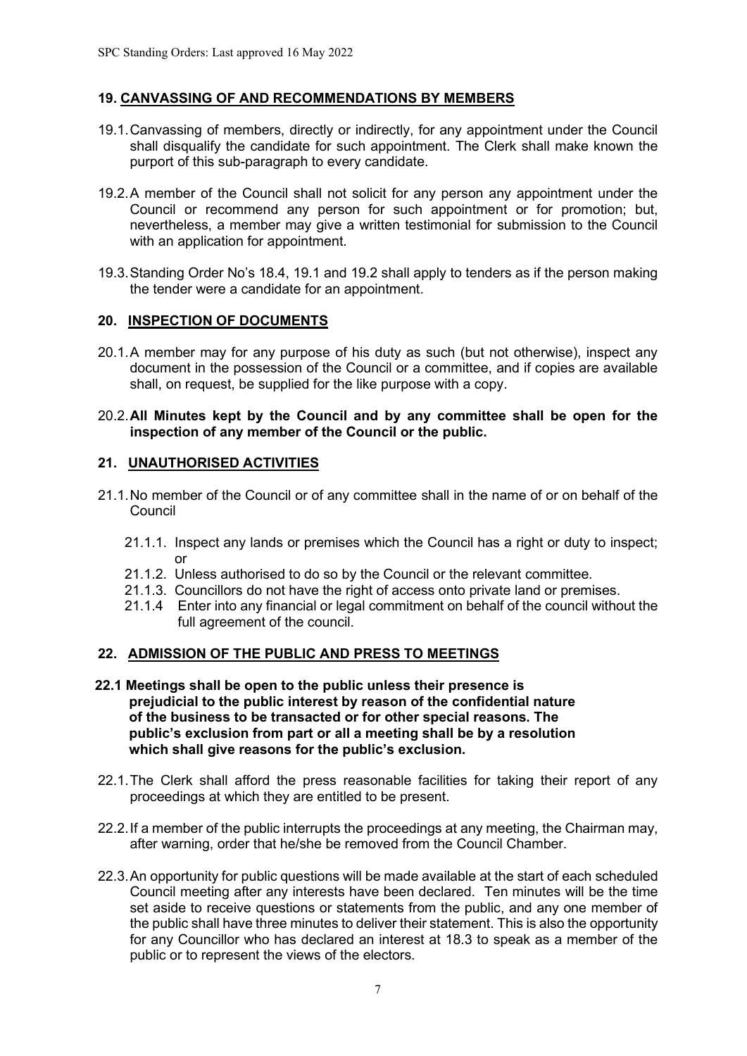## 19. CANVASSING OF AND RECOMMENDATIONS BY MEMBERS

19.1. Canvassing of members, directly or indirectly, for any appointment under the Council shall disqualify the candidate for such appointment. The Clerk shall make known the purport of this sub-paragraph to every candidate.

19.2. A member of the Council shall not solicit for any person any appointment under the Council or recommend any person for such appointment or for promotion; but, nevertheless, a member may give a written testimonial for submission to the Council with an application for appointment.

19.3. Standing Order No's 18.4, 19.1 and 19.2 shall apply to tenders as if the person making the tender were a candidate for an appointment.

## 20. INSPECTION OF DOCUMENTS

20.1. A member may for any purpose of his duty as such (but not otherwise), inspect any document in the possession of the Council or a committee, and if copies are available shall, on request, be supplied for the like purpose with a copy.

20.2. **All Minutes kept by the Council and by any committee shall be open for the inspection of any member of the Council or the public.**

## 21. UNAUTHORISED ACTIVITIES

21.1. No member of the Council or of any committee shall in the name of or on behalf of the Council

- 21.1.1. Inspect any lands or premises which the Council has a right or duty to inspect; or
- 21.1.2. Unless authorised to do so by the Council or the relevant committee.
- 21.1.3. Councillors do not have the right of access onto private land or premises.
- 21.1.4 Enter into any financial or legal commitment on behalf of the council without the full agreement of the council.

## 22. ADMISSION OF THE PUBLIC AND PRESS TO MEETINGS

**22.1 Meetings shall be open to the public unless their presence is prejudicial to the public interest by reason of the confidential nature of the business to be transacted or for other special reasons. The public's exclusion from part or all a meeting shall be by a resolution which shall give reasons for the public's exclusion.**

22.1. The Clerk shall afford the press reasonable facilities for taking their report of any proceedings at which they are entitled to be present.

22.2. If a member of the public interrupts the proceedings at any meeting, the Chairman may, after warning, order that he/she be removed from the Council Chamber.

22.3. An opportunity for public questions will be made available at the start of each scheduled Council meeting after any interests have been declared. Ten minutes will be the time set aside to receive questions or statements from the public, and any one member of the public shall have three minutes to deliver their statement. This is also the opportunity for any Councillor who has declared an interest at 18.3 to speak as a member of the public or to represent the views of the electors.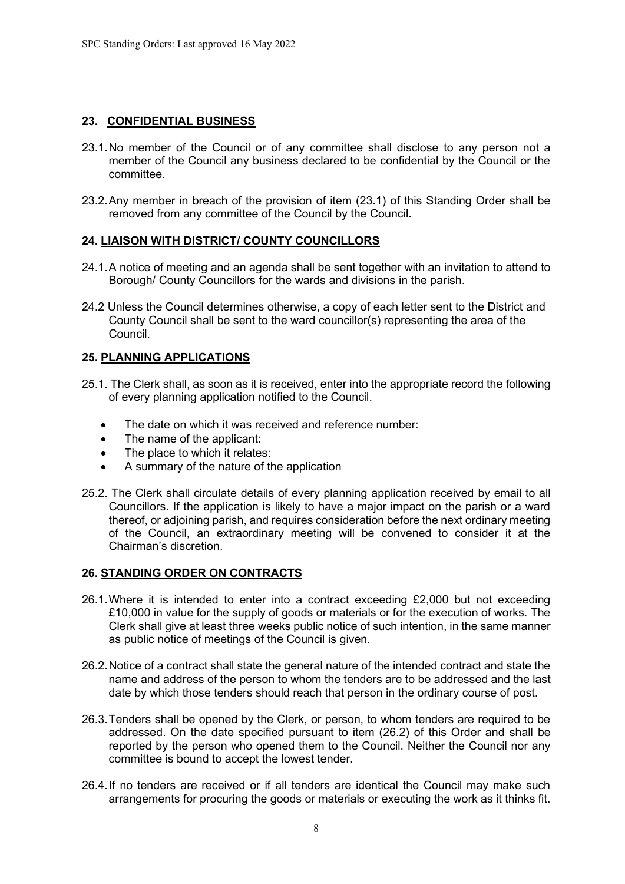## 23. CONFIDENTIAL BUSINESS

23.1. No member of the Council or of any committee shall disclose to any person not a member of the Council any business declared to be confidential by the Council or the committee.

23.2. Any member in breach of the provision of item (23.1) of this Standing Order shall be removed from any committee of the Council by the Council.

## 24. LIAISON WITH DISTRICT/ COUNTY COUNCILLORS

24.1. A notice of meeting and an agenda shall be sent together with an invitation to attend to Borough/ County Councillors for the wards and divisions in the parish.

24.2 Unless the Council determines otherwise, a copy of each letter sent to the District and County Council shall be sent to the ward councillor(s) representing the area of the Council.

## 25. PLANNING APPLICATIONS

25.1. The Clerk shall, as soon as it is received, enter into the appropriate record the following of every planning application notified to the Council.

- The date on which it was received and reference number:
- The name of the applicant:
- The place to which it relates:
- A summary of the nature of the application

25.2. The Clerk shall circulate details of every planning application received by email to all Councillors. If the application is likely to have a major impact on the parish or a ward thereof, or adjoining parish, and requires consideration before the next ordinary meeting of the Council, an extraordinary meeting will be convened to consider it at the Chairman's discretion.

## 26. STANDING ORDER ON CONTRACTS

26.1. Where it is intended to enter into a contract exceeding £2,000 but not exceeding £10,000 in value for the supply of goods or materials or for the execution of works. The Clerk shall give at least three weeks public notice of such intention, in the same manner as public notice of meetings of the Council is given.

26.2. Notice of a contract shall state the general nature of the intended contract and state the name and address of the person to whom the tenders are to be addressed and the last date by which those tenders should reach that person in the ordinary course of post.

26.3. Tenders shall be opened by the Clerk, or person, to whom tenders are required to be addressed. On the date specified pursuant to item (26.2) of this Order and shall be reported by the person who opened them to the Council. Neither the Council nor any committee is bound to accept the lowest tender.

26.4. If no tenders are received or if all tenders are identical the Council may make such arrangements for procuring the goods or materials or executing the work as it thinks fit.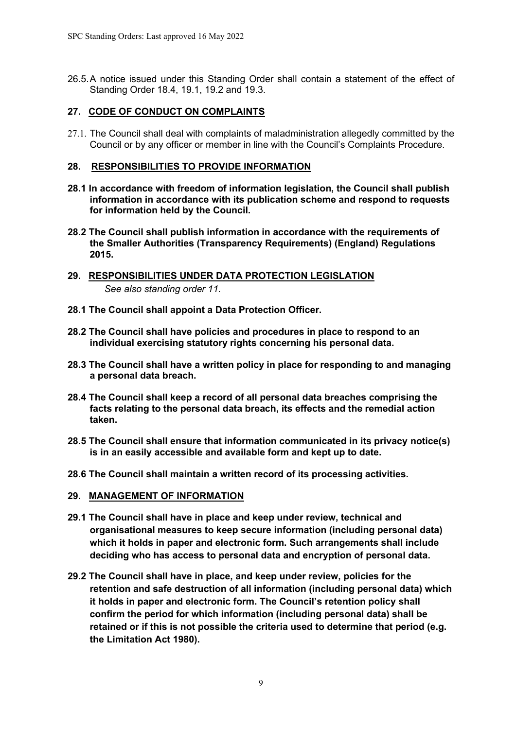26.5. A notice issued under this Standing Order shall contain a statement of the effect of Standing Order 18.4, 19.1, 19.2 and 19.3.

## 27. CODE OF CONDUCT ON COMPLAINTS

27.1. The Council shall deal with complaints of maladministration allegedly committed by the Council or by any officer or member in line with the Council's Complaints Procedure.

## 28. RESPONSIBILITIES TO PROVIDE INFORMATION

**28.1 In accordance with freedom of information legislation, the Council shall publish information in accordance with its publication scheme and respond to requests for information held by the Council.**

**28.2 The Council shall publish information in accordance with the requirements of the Smaller Authorities (Transparency Requirements) (England) Regulations 2015.**

## 29. RESPONSIBILITIES UNDER DATA PROTECTION LEGISLATION

*See also standing order 11.*

**28.1 The Council shall appoint a Data Protection Officer.**

**28.2 The Council shall have policies and procedures in place to respond to an individual exercising statutory rights concerning his personal data.**

**28.3 The Council shall have a written policy in place for responding to and managing a personal data breach.**

**28.4 The Council shall keep a record of all personal data breaches comprising the facts relating to the personal data breach, its effects and the remedial action taken.**

**28.5 The Council shall ensure that information communicated in its privacy notice(s) is in an easily accessible and available form and kept up to date.**

**28.6 The Council shall maintain a written record of its processing activities.**

## 29. MANAGEMENT OF INFORMATION

**29.1 The Council shall have in place and keep under review, technical and organisational measures to keep secure information (including personal data) which it holds in paper and electronic form. Such arrangements shall include deciding who has access to personal data and encryption of personal data.**

**29.2 The Council shall have in place, and keep under review, policies for the retention and safe destruction of all information (including personal data) which it holds in paper and electronic form. The Council's retention policy shall confirm the period for which information (including personal data) shall be retained or if this is not possible the criteria used to determine that period (e.g. the Limitation Act 1980).**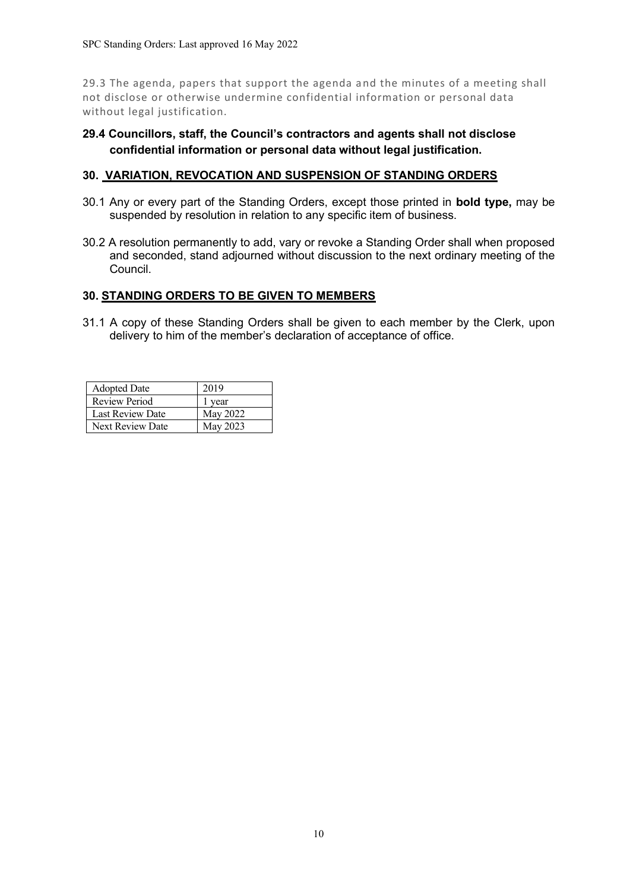29.3 The agenda, papers that support the agenda and the minutes of a meeting shall not disclose or otherwise undermine confidential information or personal data without legal justification.

**29.4 Councillors, staff, the Council's contractors and agents shall not disclose confidential information or personal data without legal justification.**

## 30. VARIATION, REVOCATION AND SUSPENSION OF STANDING ORDERS

30.1 Any or every part of the Standing Orders, except those printed in **bold type,** may be suspended by resolution in relation to any specific item of business.

30.2 A resolution permanently to add, vary or revoke a Standing Order shall when proposed and seconded, stand adjourned without discussion to the next ordinary meeting of the Council.

## 30. STANDING ORDERS TO BE GIVEN TO MEMBERS

31.1 A copy of these Standing Orders shall be given to each member by the Clerk, upon delivery to him of the member's declaration of acceptance of office.

| | |
|---|---|
| Adopted Date | 2019 |
| Review Period | 1 year |
| Last Review Date | May 2022 |
| Next Review Date | May 2023 |